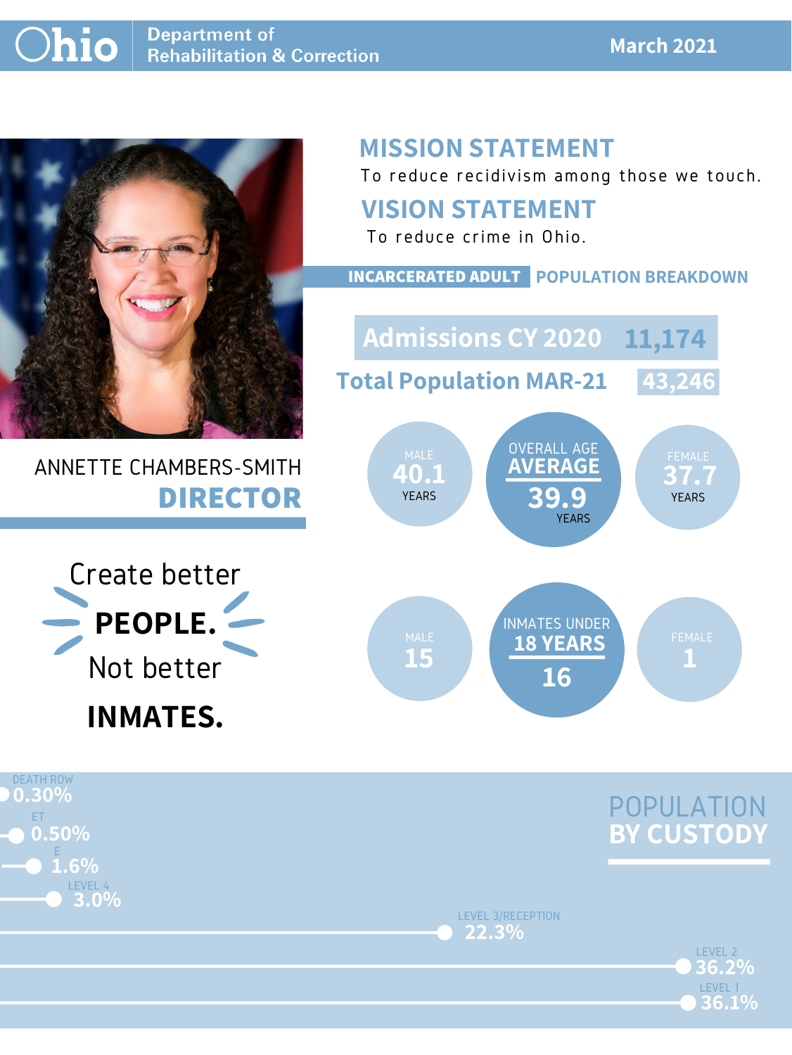# Ohio Department of Rehabilitation & Correction

**March 2021**

ANNETTE CHAMBERS-SMITH
**DIRECTOR**

## MISSION STATEMENT

To reduce recidivism among those we touch.

## VISION STATEMENT

To reduce crime in Ohio.

## INCARCERATED ADULT POPULATION BREAKDOWN

| | |
|---|---|
| Admissions CY 2020 | 11,174 |
| Total Population MAR-21 | 43,246 |

**OVERALL AGE AVERAGE**

| MALE | OVERALL | FEMALE |
|---|---|---|
| 40.1 YEARS | 39.9 YEARS | 37.7 YEARS |

**INMATES UNDER 18 YEARS**

| MALE | TOTAL | FEMALE |
|---|---|---|
| 15 | 16 | 1 |

Create better **PEOPLE.** Not better **INMATES.**

## POPULATION BY CUSTODY

| Custody | Percent |
|---|---|
| DEATH ROW | 0.30% |
| ET | 0.50% |
| E | 1.6% |
| LEVEL 4 | 3.0% |
| LEVEL 3/RECEPTION | 22.3% |
| LEVEL 2 | 36.2% |
| LEVEL 1 | 36.1% |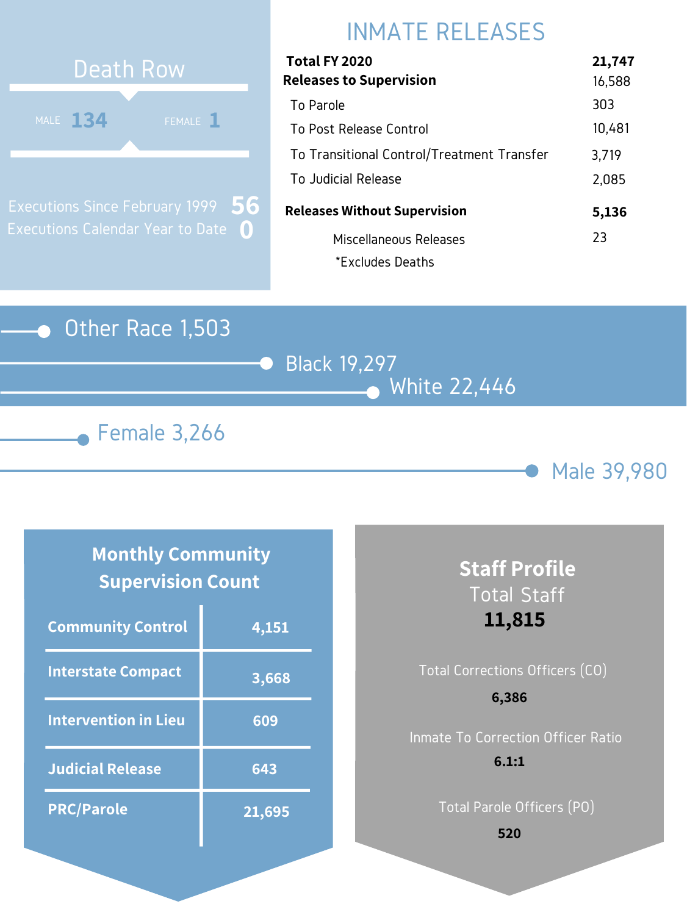## Death Row

MALE **134** FEMALE **1**

Executions Since February 1999 **56**

Executions Calendar Year to Date **0**

## INMATE RELEASES

| | |
|---|---|
| **Total FY 2020** | **21,747** |
| **Releases to Supervision** | 16,588 |
| To Parole | 303 |
| To Post Release Control | 10,481 |
| To Transitional Control/Treatment Transfer | 3,719 |
| To Judicial Release | 2,085 |
| **Releases Without Supervision** | **5,136** |
| Miscellaneous Releases | 23 |

*Excludes Deaths

Other Race 1,503

Black 19,297

White 22,446

Female 3,266

Male 39,980

## Monthly Community Supervision Count

| | |
|---|---|
| **Community Control** | **4,151** |
| **Interstate Compact** | **3,668** |
| **Intervention in Lieu** | **609** |
| **Judicial Release** | **643** |
| **PRC/Parole** | **21,695** |

## Staff Profile

Total Staff

**11,815**

Total Corrections Officers (CO)

**6,386**

Inmate To Correction Officer Ratio

**6.1:1**

Total Parole Officers (PO)

**520**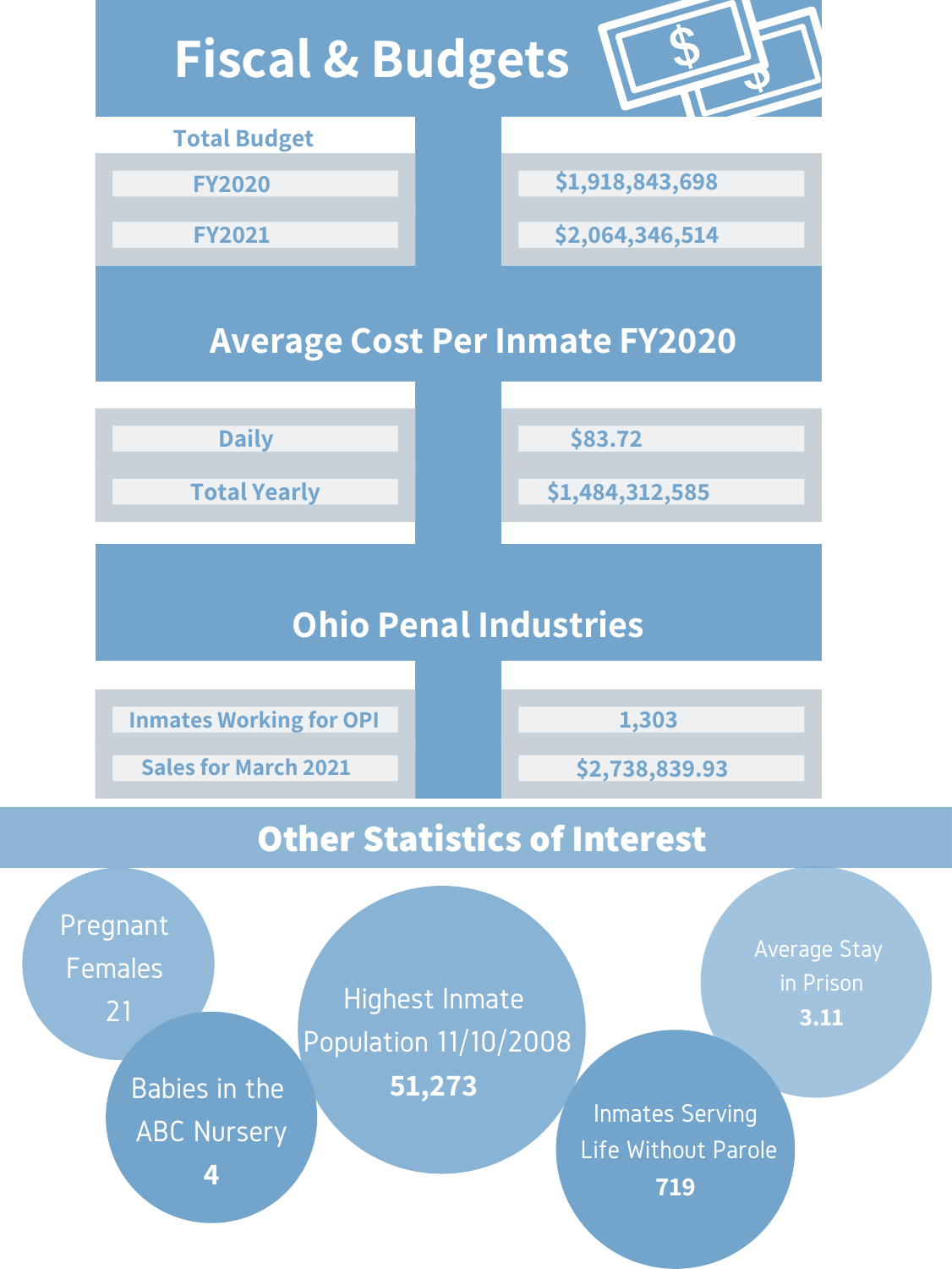# Fiscal & Budgets

## Total Budget

| | |
|---|---|
| FY2020 | $1,918,843,698 |
| FY2021 | $2,064,346,514 |

## Average Cost Per Inmate FY2020

| | |
|---|---|
| Daily | $83.72 |
| Total Yearly | $1,484,312,585 |

## Ohio Penal Industries

| | |
|---|---|
| Inmates Working for OPI | 1,303 |
| Sales for March 2021 | $2,738,839.93 |

## Other Statistics of Interest

Pregnant Females
21

Babies in the ABC Nursery
**4**

Highest Inmate Population 11/10/2008
**51,273**

Inmates Serving Life Without Parole
**719**

Average Stay in Prison
**3.11**